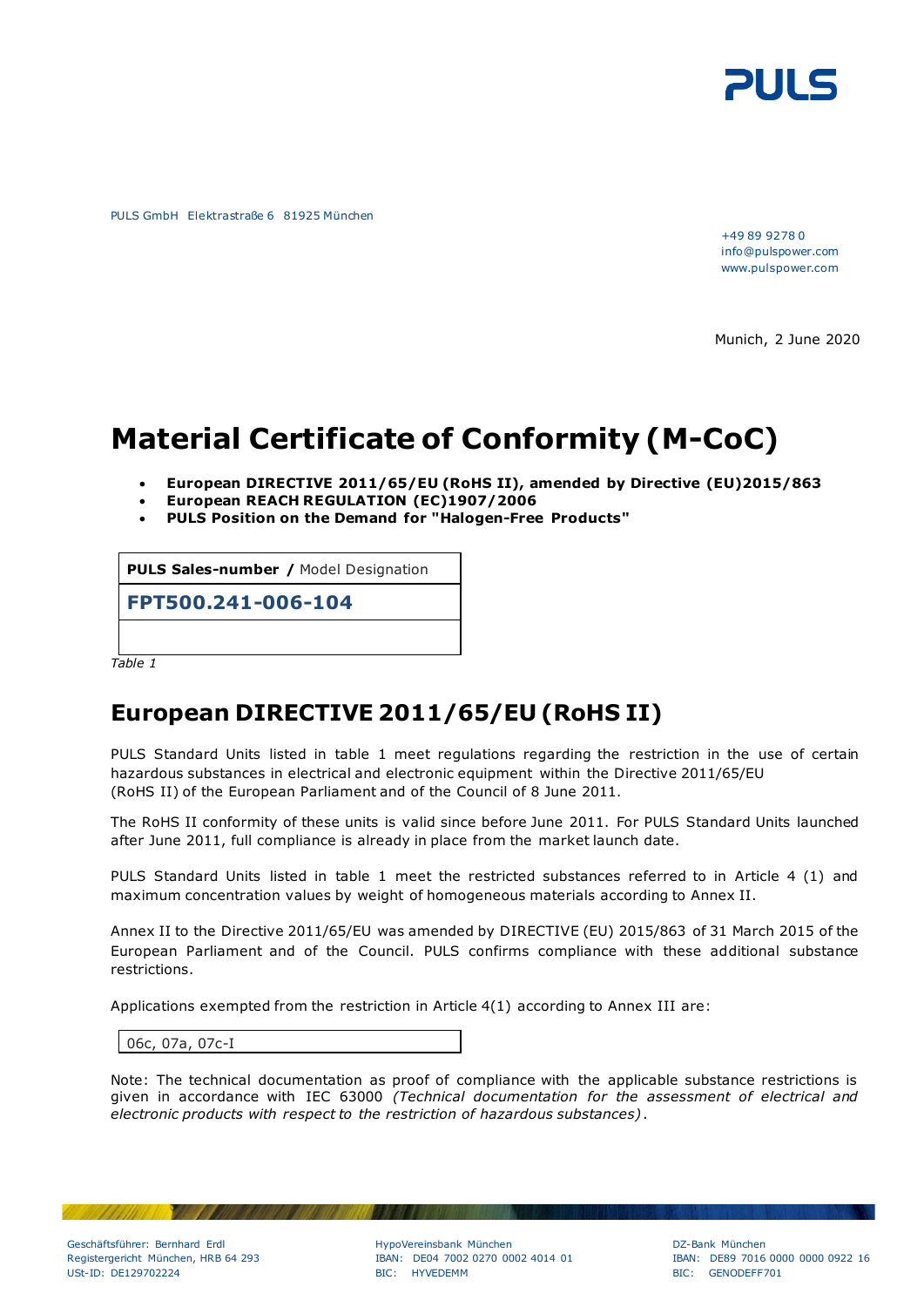PULS GmbH Elektrastraße 6 81925 München

+49 89 9278 0
info@pulspower.com
www.pulspower.com

Munich, 2 June 2020

# Material Certificate of Conformity (M-CoC)

- **European DIRECTIVE 2011/65/EU (RoHS II), amended by Directive (EU)2015/863**
- **European REACH REGULATION (EC)1907/2006**
- **PULS Position on the Demand for "Halogen-Free Products"**

| **PULS Sales-number /** Model Designation |
|---|
| **FPT500.241-006-104** |
| |

*Table 1*

## European DIRECTIVE 2011/65/EU (RoHS II)

PULS Standard Units listed in table 1 meet regulations regarding the restriction in the use of certain hazardous substances in electrical and electronic equipment within the Directive 2011/65/EU (RoHS II) of the European Parliament and of the Council of 8 June 2011.

The RoHS II conformity of these units is valid since before June 2011. For PULS Standard Units launched after June 2011, full compliance is already in place from the market launch date.

PULS Standard Units listed in table 1 meet the restricted substances referred to in Article 4 (1) and maximum concentration values by weight of homogeneous materials according to Annex II.

Annex II to the Directive 2011/65/EU was amended by DIRECTIVE (EU) 2015/863 of 31 March 2015 of the European Parliament and of the Council. PULS confirms compliance with these additional substance restrictions.

Applications exempted from the restriction in Article 4(1) according to Annex III are:

| 06c, 07a, 07c-I |
|---|

Note: The technical documentation as proof of compliance with the applicable substance restrictions is given in accordance with IEC 63000 *(Technical documentation for the assessment of electrical and electronic products with respect to the restriction of hazardous substances)*.

Geschäftsführer: Bernhard Erdl
Registergericht München, HRB 64 293
USt-ID: DE129702224

HypoVereinsbank München
IBAN: DE04 7002 0270 0002 4014 01
BIC: HYVEDEMM

DZ-Bank München
IBAN: DE89 7016 0000 0000 0922 16
BIC: GENODEFF701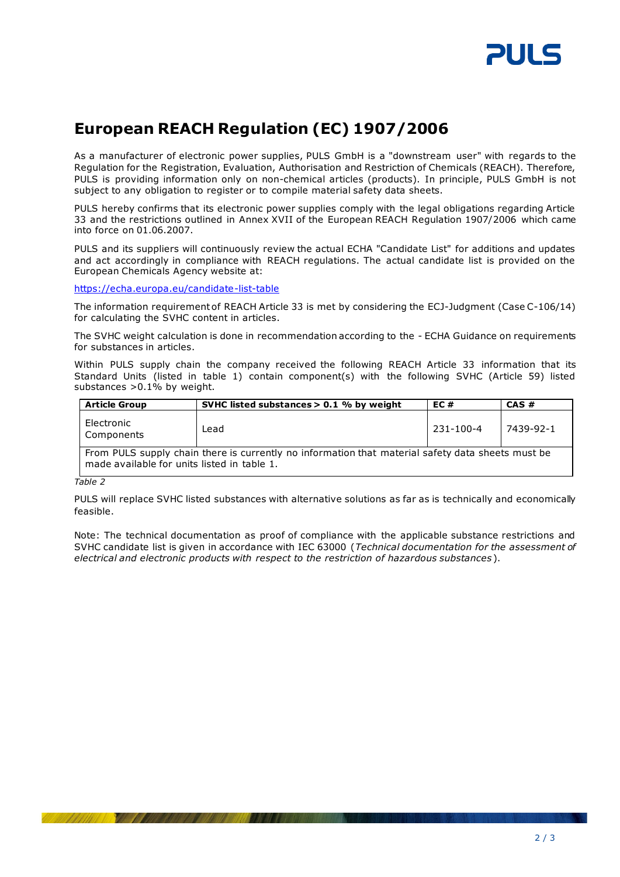# European REACH Regulation (EC) 1907/2006

As a manufacturer of electronic power supplies, PULS GmbH is a "downstream user" with regards to the Regulation for the Registration, Evaluation, Authorisation and Restriction of Chemicals (REACH). Therefore, PULS is providing information only on non-chemical articles (products). In principle, PULS GmbH is not subject to any obligation to register or to compile material safety data sheets.

PULS hereby confirms that its electronic power supplies comply with the legal obligations regarding Article 33 and the restrictions outlined in Annex XVII of the European REACH Regulation 1907/2006 which came into force on 01.06.2007.

PULS and its suppliers will continuously review the actual ECHA "Candidate List" for additions and updates and act accordingly in compliance with REACH regulations. The actual candidate list is provided on the European Chemicals Agency website at:

https://echa.europa.eu/candidate-list-table

The information requirement of REACH Article 33 is met by considering the ECJ-Judgment (Case C-106/14) for calculating the SVHC content in articles.

The SVHC weight calculation is done in recommendation according to the - ECHA Guidance on requirements for substances in articles.

Within PULS supply chain the company received the following REACH Article 33 information that its Standard Units (listed in table 1) contain component(s) with the following SVHC (Article 59) listed substances >0.1% by weight.

| Article Group | SVHC listed substances > 0.1 % by weight | EC # | CAS # |
|---|---|---|---|
| Electronic Components | Lead | 231-100-4 | 7439-92-1 |
| From PULS supply chain there is currently no information that material safety data sheets must be made available for units listed in table 1. | | | |

*Table 2*

PULS will replace SVHC listed substances with alternative solutions as far as is technically and economically feasible.

Note: The technical documentation as proof of compliance with the applicable substance restrictions and SVHC candidate list is given in accordance with IEC 63000 (*Technical documentation for the assessment of electrical and electronic products with respect to the restriction of hazardous substances*).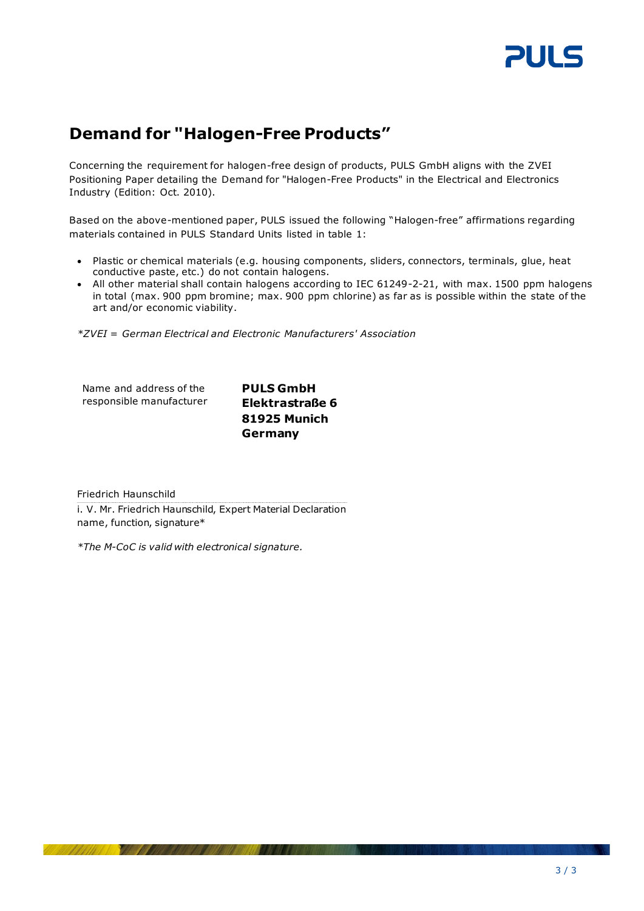## Demand for "Halogen-Free Products"

Concerning the requirement for halogen-free design of products, PULS GmbH aligns with the ZVEI Positioning Paper detailing the Demand for "Halogen-Free Products" in the Electrical and Electronics Industry (Edition: Oct. 2010).

Based on the above-mentioned paper, PULS issued the following "Halogen-free" affirmations regarding materials contained in PULS Standard Units listed in table 1:

- Plastic or chemical materials (e.g. housing components, sliders, connectors, terminals, glue, heat conductive paste, etc.) do not contain halogens.
- All other material shall contain halogens according to IEC 61249-2-21, with max. 1500 ppm halogens in total (max. 900 ppm bromine; max. 900 ppm chlorine) as far as is possible within the state of the art and/or economic viability.

*\*ZVEI = German Electrical and Electronic Manufacturers' Association*

| | |
|---|---|
| Name and address of the responsible manufacturer | **PULS GmbH**<br>**Elektrastraße 6**<br>**81925 Munich**<br>**Germany** |

Friedrich Haunschild

i. V. Mr. Friedrich Haunschild, Expert Material Declaration
name, function, signature*

*\*The M-CoC is valid with electronical signature.*